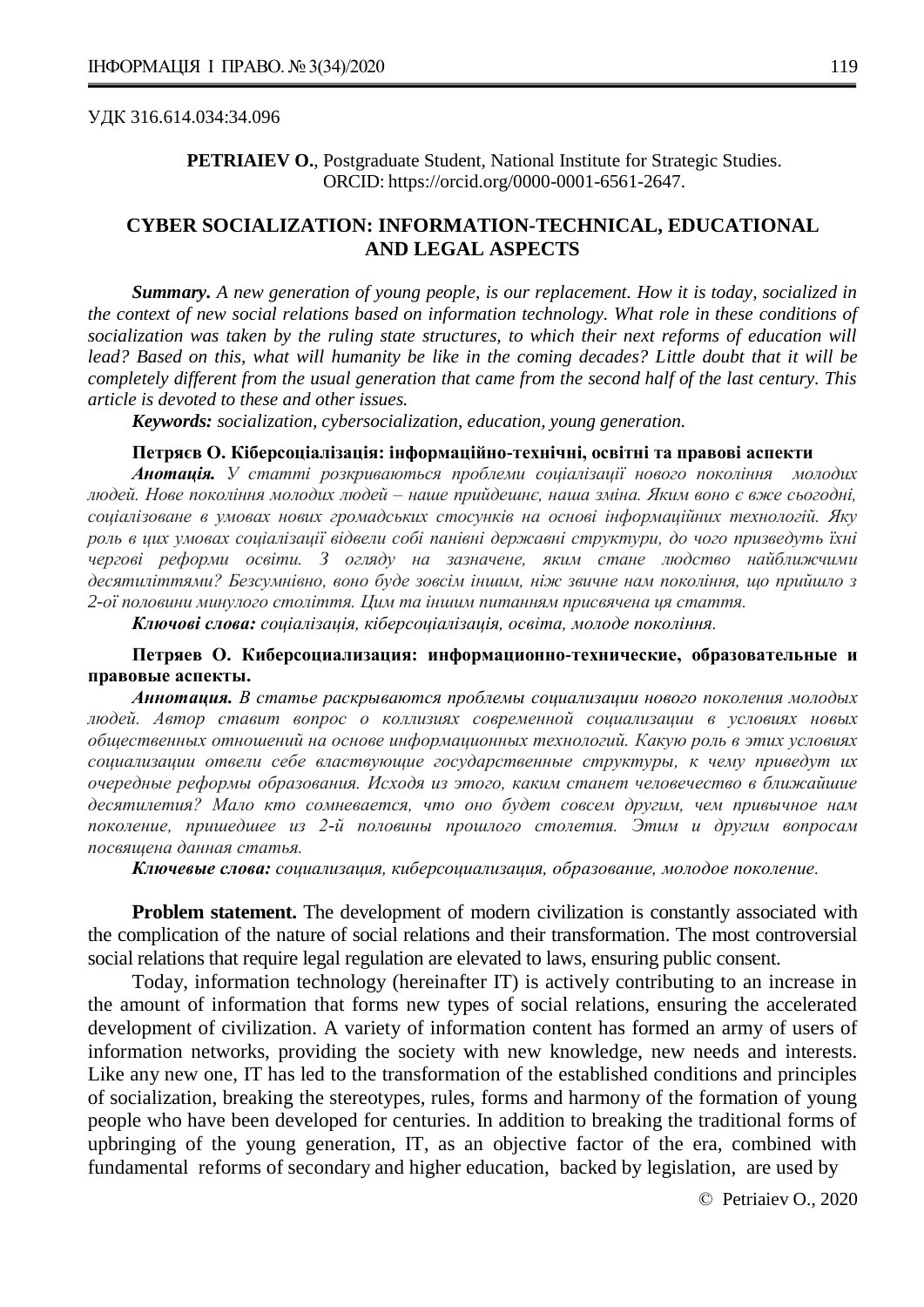УДК 316.614.034:34.096

**PETRIAIEV O.**, Postgraduate Student, National Institute for Strategic Studies. ORCID: https://orcid.org/0000-0001-6561-2647.

# CYBER SOCIALIZATION: INFORMATION-TECHNICAL, EDUCATIONAL AND LEGAL ASPECTS

***Summary.*** *A new generation of young people, is our replacement. How it is today, socialized in the context of new social relations based on information technology. What role in these conditions of socialization was taken by the ruling state structures, to which their next reforms of education will lead? Based on this, what will humanity be like in the coming decades? Little doubt that it will be completely different from the usual generation that came from the second half of the last century. This article is devoted to these and other issues.*

***Keywords:*** *socialization, cybersocialization, education, young generation.*

**Петряєв О. Кіберсоціалізація: інформаційно-технічні, освітні та правові аспекти**

***Анотація.*** *У статті розкриваються проблеми соціалізації нового покоління молодих людей. Нове покоління молодих людей – наше прийдешнє, наша зміна. Яким воно є вже сьогодні, соціалізоване в умовах нових громадських стосунків на основі інформаційних технологій. Яку роль в цих умовах соціалізації відвели собі панівні державні структури, до чого призведуть їхні чергові реформи освіти. З огляду на зазначене, яким стане людство найближчими десятиліттями? Безсумнівно, воно буде зовсім іншим, ніж звичне нам покоління, що прийшло з 2-ої половини минулого століття. Цим та іншим питанням присвячена ця стаття.*

***Ключові слова:*** *соціалізація, кіберсоціалізація, освіта, молоде покоління.*

**Петряев О. Киберсоциализация: информационно-технические, образовательные и правовые аспекты.**

***Аннотация.*** *В статье раскрываются проблемы социализации нового поколения молодых людей. Автор ставит вопрос о коллизиях современной социализации в условиях новых общественных отношений на основе информационных технологий. Какую роль в этих условиях социализации отвели себе властвующие государственные структуры, к чему приведут их очередные реформы образования. Исходя из этого, каким станет человечество в ближайшие десятилетия? Мало кто сомневается, что оно будет совсем другим, чем привычное нам поколение, пришедшее из 2-й половины прошлого столетия. Этим и другим вопросам посвящена данная статья.*

***Ключевые слова:*** *социализация, киберсоциализация, образование, молодое поколение.*

**Problem statement.** The development of modern civilization is constantly associated with the complication of the nature of social relations and their transformation. The most controversial social relations that require legal regulation are elevated to laws, ensuring public consent.

Today, information technology (hereinafter IT) is actively contributing to an increase in the amount of information that forms new types of social relations, ensuring the accelerated development of civilization. A variety of information content has formed an army of users of information networks, providing the society with new knowledge, new needs and interests. Like any new one, IT has led to the transformation of the established conditions and principles of socialization, breaking the stereotypes, rules, forms and harmony of the formation of young people who have been developed for centuries. In addition to breaking the traditional forms of upbringing of the young generation, IT, as an objective factor of the era, combined with fundamental reforms of secondary and higher education, backed by legislation, are used by

© Petriaiev O., 2020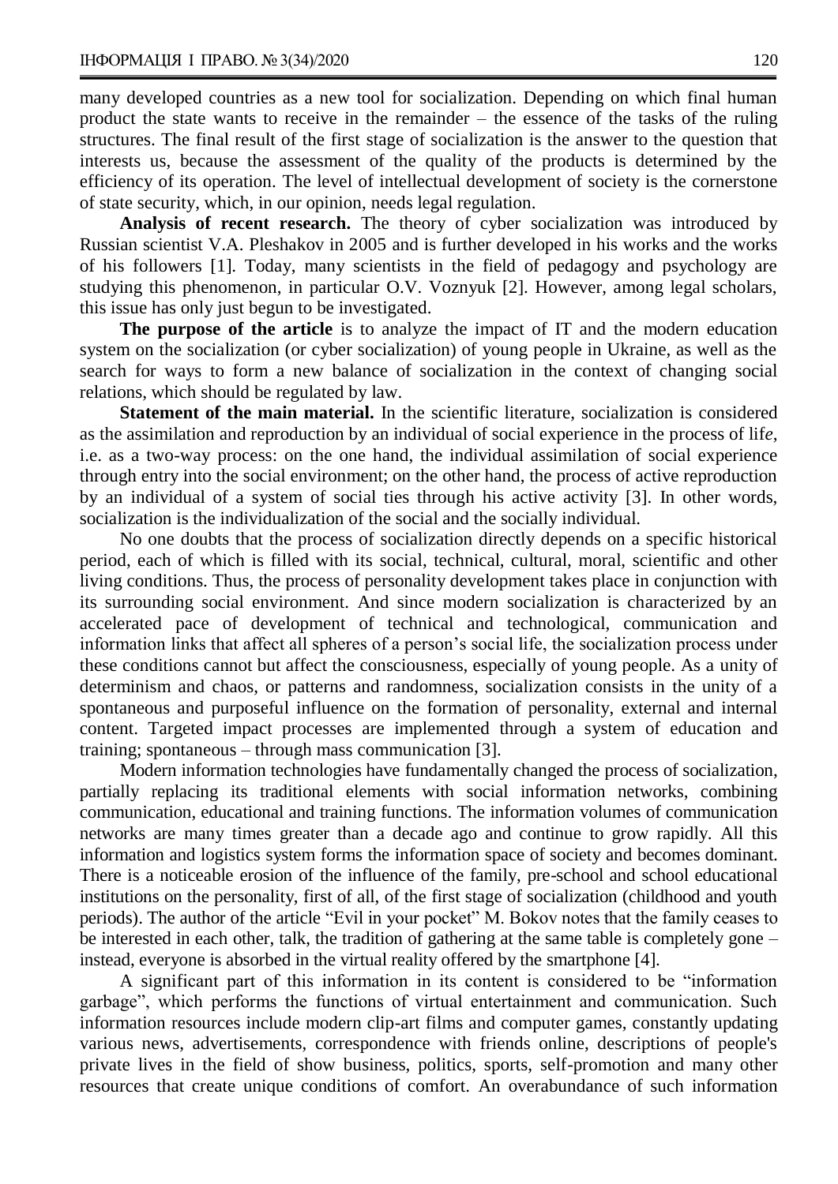many developed countries as a new tool for socialization. Depending on which final human product the state wants to receive in the remainder – the essence of the tasks of the ruling structures. The final result of the first stage of socialization is the answer to the question that interests us, because the assessment of the quality of the products is determined by the efficiency of its operation. The level of intellectual development of society is the cornerstone of state security, which, in our opinion, needs legal regulation.

**Analysis of recent research.** The theory of cyber socialization was introduced by Russian scientist V.A. Pleshakov in 2005 and is further developed in his works and the works of his followers [1]. Today, many scientists in the field of pedagogy and psychology are studying this phenomenon, in particular O.V. Voznyuk [2]. However, among legal scholars, this issue has only just begun to be investigated.

**The purpose of the article** is to analyze the impact of IT and the modern education system on the socialization (or cyber socialization) of young people in Ukraine, as well as the search for ways to form a new balance of socialization in the context of changing social relations, which should be regulated by law.

**Statement of the main material.** In the scientific literature, socialization is considered as the assimilation and reproduction by an individual of social experience in the process of life, i.e. as a two-way process: on the one hand, the individual assimilation of social experience through entry into the social environment; on the other hand, the process of active reproduction by an individual of a system of social ties through his active activity [3]. In other words, socialization is the individualization of the social and the socially individual.

No one doubts that the process of socialization directly depends on a specific historical period, each of which is filled with its social, technical, cultural, moral, scientific and other living conditions. Thus, the process of personality development takes place in conjunction with its surrounding social environment. And since modern socialization is characterized by an accelerated pace of development of technical and technological, communication and information links that affect all spheres of a person's social life, the socialization process under these conditions cannot but affect the consciousness, especially of young people. As a unity of determinism and chaos, or patterns and randomness, socialization consists in the unity of a spontaneous and purposeful influence on the formation of personality, external and internal content. Targeted impact processes are implemented through a system of education and training; spontaneous – through mass communication [3].

Modern information technologies have fundamentally changed the process of socialization, partially replacing its traditional elements with social information networks, combining communication, educational and training functions. The information volumes of communication networks are many times greater than a decade ago and continue to grow rapidly. All this information and logistics system forms the information space of society and becomes dominant. There is a noticeable erosion of the influence of the family, pre-school and school educational institutions on the personality, first of all, of the first stage of socialization (childhood and youth periods). The author of the article "Evil in your pocket" M. Bokov notes that the family ceases to be interested in each other, talk, the tradition of gathering at the same table is completely gone – instead, everyone is absorbed in the virtual reality offered by the smartphone [4].

A significant part of this information in its content is considered to be "information garbage", which performs the functions of virtual entertainment and communication. Such information resources include modern clip-art films and computer games, constantly updating various news, advertisements, correspondence with friends online, descriptions of people's private lives in the field of show business, politics, sports, self-promotion and many other resources that create unique conditions of comfort. An overabundance of such information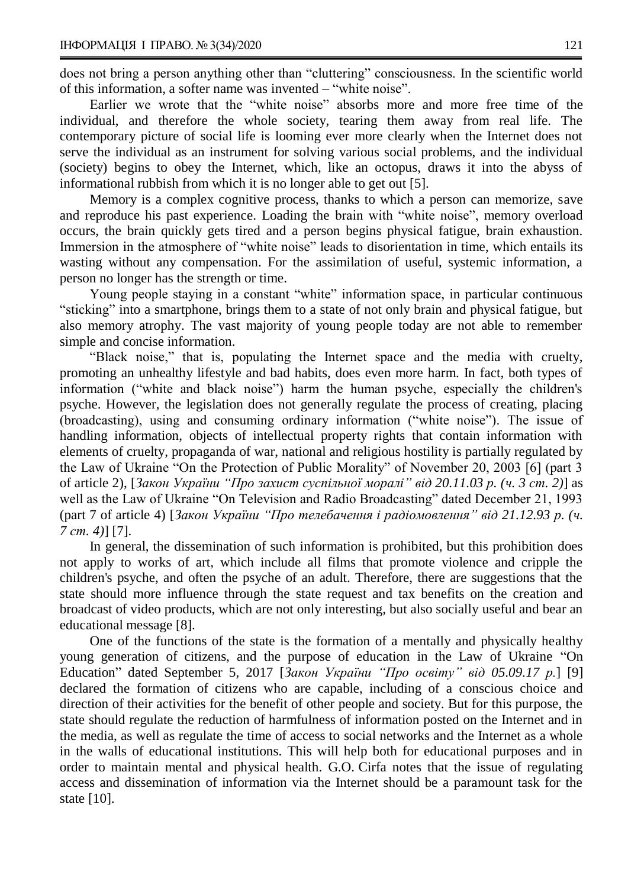does not bring a person anything other than "cluttering" consciousness. In the scientific world of this information, a softer name was invented – "white noise".

Earlier we wrote that the "white noise" absorbs more and more free time of the individual, and therefore the whole society, tearing them away from real life. The contemporary picture of social life is looming ever more clearly when the Internet does not serve the individual as an instrument for solving various social problems, and the individual (society) begins to obey the Internet, which, like an octopus, draws it into the abyss of informational rubbish from which it is no longer able to get out [5].

Memory is a complex cognitive process, thanks to which a person can memorize, save and reproduce his past experience. Loading the brain with "white noise", memory overload occurs, the brain quickly gets tired and a person begins physical fatigue, brain exhaustion. Immersion in the atmosphere of "white noise" leads to disorientation in time, which entails its wasting without any compensation. For the assimilation of useful, systemic information, a person no longer has the strength or time.

Young people staying in a constant "white" information space, in particular continuous "sticking" into a smartphone, brings them to a state of not only brain and physical fatigue, but also memory atrophy. The vast majority of young people today are not able to remember simple and concise information.

"Black noise," that is, populating the Internet space and the media with cruelty, promoting an unhealthy lifestyle and bad habits, does even more harm. In fact, both types of information ("white and black noise") harm the human psyche, especially the children's psyche. However, the legislation does not generally regulate the process of creating, placing (broadcasting), using and consuming ordinary information ("white noise"). The issue of handling information, objects of intellectual property rights that contain information with elements of cruelty, propaganda of war, national and religious hostility is partially regulated by the Law of Ukraine "On the Protection of Public Morality" of November 20, 2003 [6] (part 3 of article 2), [*Закон України "Про захист суспільної моралі" від 20.11.03 р. (ч. 3 ст. 2)*] as well as the Law of Ukraine "On Television and Radio Broadcasting" dated December 21, 1993 (part 7 of article 4) [*Закон України "Про телебачення і радіомовлення" від 21.12.93 р. (ч. 7 ст. 4)*] [7].

In general, the dissemination of such information is prohibited, but this prohibition does not apply to works of art, which include all films that promote violence and cripple the children's psyche, and often the psyche of an adult. Therefore, there are suggestions that the state should more influence through the state request and tax benefits on the creation and broadcast of video products, which are not only interesting, but also socially useful and bear an educational message [8].

One of the functions of the state is the formation of a mentally and physically healthy young generation of citizens, and the purpose of education in the Law of Ukraine "On Education" dated September 5, 2017 [*Закон України "Про освіту" від 05.09.17 р.*] [9] declared the formation of citizens who are capable, including of a conscious choice and direction of their activities for the benefit of other people and society. But for this purpose, the state should regulate the reduction of harmfulness of information posted on the Internet and in the media, as well as regulate the time of access to social networks and the Internet as a whole in the walls of educational institutions. This will help both for educational purposes and in order to maintain mental and physical health. G.O. Cirfa notes that the issue of regulating access and dissemination of information via the Internet should be a paramount task for the state [10].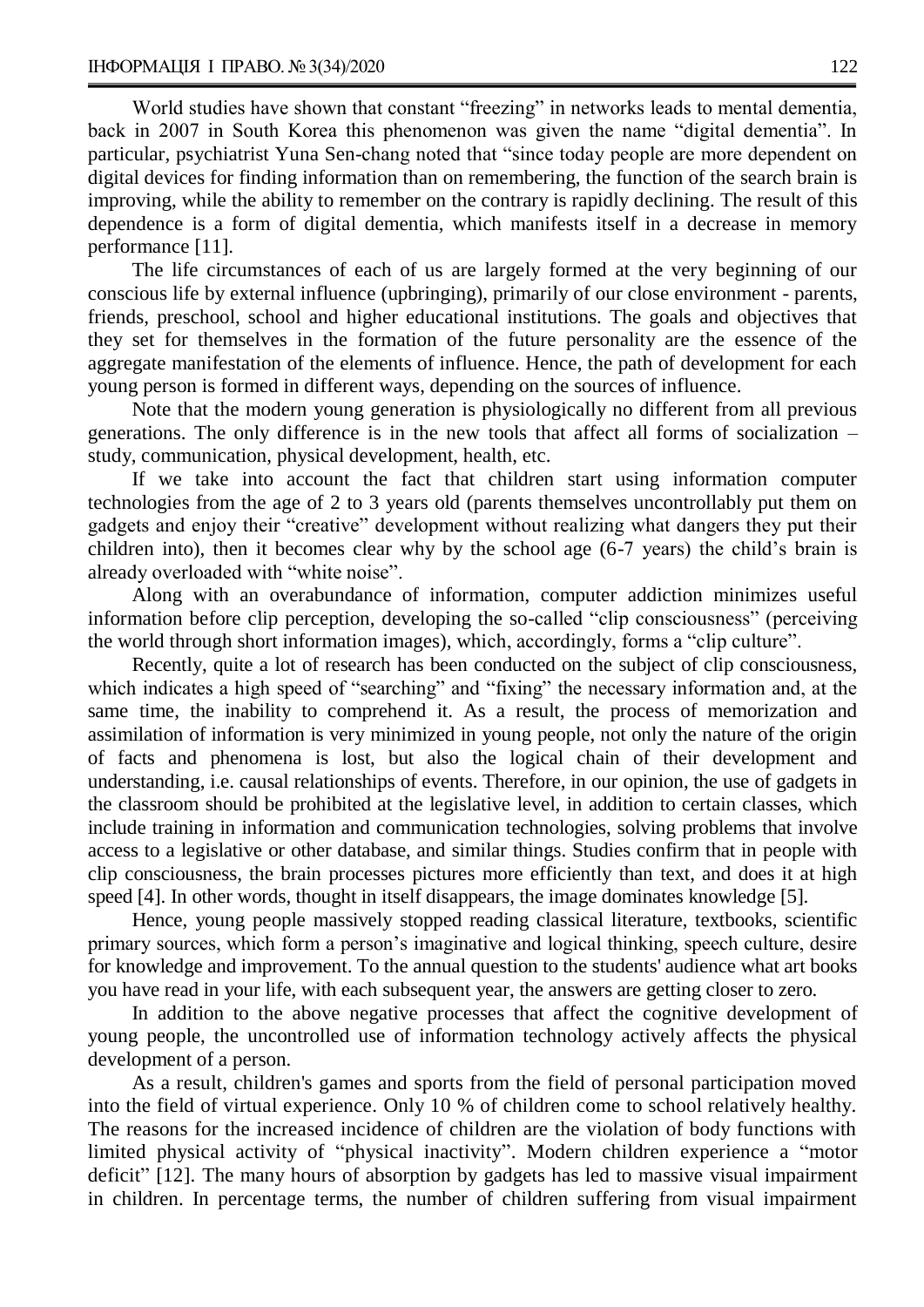World studies have shown that constant "freezing" in networks leads to mental dementia, back in 2007 in South Korea this phenomenon was given the name "digital dementia". In particular, psychiatrist Yuna Sen-chang noted that "since today people are more dependent on digital devices for finding information than on remembering, the function of the search brain is improving, while the ability to remember on the contrary is rapidly declining. The result of this dependence is a form of digital dementia, which manifests itself in a decrease in memory performance [11].

The life circumstances of each of us are largely formed at the very beginning of our conscious life by external influence (upbringing), primarily of our close environment - parents, friends, preschool, school and higher educational institutions. The goals and objectives that they set for themselves in the formation of the future personality are the essence of the aggregate manifestation of the elements of influence. Hence, the path of development for each young person is formed in different ways, depending on the sources of influence.

Note that the modern young generation is physiologically no different from all previous generations. The only difference is in the new tools that affect all forms of socialization – study, communication, physical development, health, etc.

If we take into account the fact that children start using information computer technologies from the age of 2 to 3 years old (parents themselves uncontrollably put them on gadgets and enjoy their "creative" development without realizing what dangers they put their children into), then it becomes clear why by the school age (6-7 years) the child's brain is already overloaded with "white noise".

Along with an overabundance of information, computer addiction minimizes useful information before clip perception, developing the so-called "clip consciousness" (perceiving the world through short information images), which, accordingly, forms a "clip culture".

Recently, quite a lot of research has been conducted on the subject of clip consciousness, which indicates a high speed of "searching" and "fixing" the necessary information and, at the same time, the inability to comprehend it. As a result, the process of memorization and assimilation of information is very minimized in young people, not only the nature of the origin of facts and phenomena is lost, but also the logical chain of their development and understanding, i.e. causal relationships of events. Therefore, in our opinion, the use of gadgets in the classroom should be prohibited at the legislative level, in addition to certain classes, which include training in information and communication technologies, solving problems that involve access to a legislative or other database, and similar things. Studies confirm that in people with clip consciousness, the brain processes pictures more efficiently than text, and does it at high speed [4]. In other words, thought in itself disappears, the image dominates knowledge [5].

Hence, young people massively stopped reading classical literature, textbooks, scientific primary sources, which form a person's imaginative and logical thinking, speech culture, desire for knowledge and improvement. To the annual question to the students' audience what art books you have read in your life, with each subsequent year, the answers are getting closer to zero.

In addition to the above negative processes that affect the cognitive development of young people, the uncontrolled use of information technology actively affects the physical development of a person.

As a result, children's games and sports from the field of personal participation moved into the field of virtual experience. Only 10 % of children come to school relatively healthy. The reasons for the increased incidence of children are the violation of body functions with limited physical activity of "physical inactivity". Modern children experience a "motor deficit" [12]. The many hours of absorption by gadgets has led to massive visual impairment in children. In percentage terms, the number of children suffering from visual impairment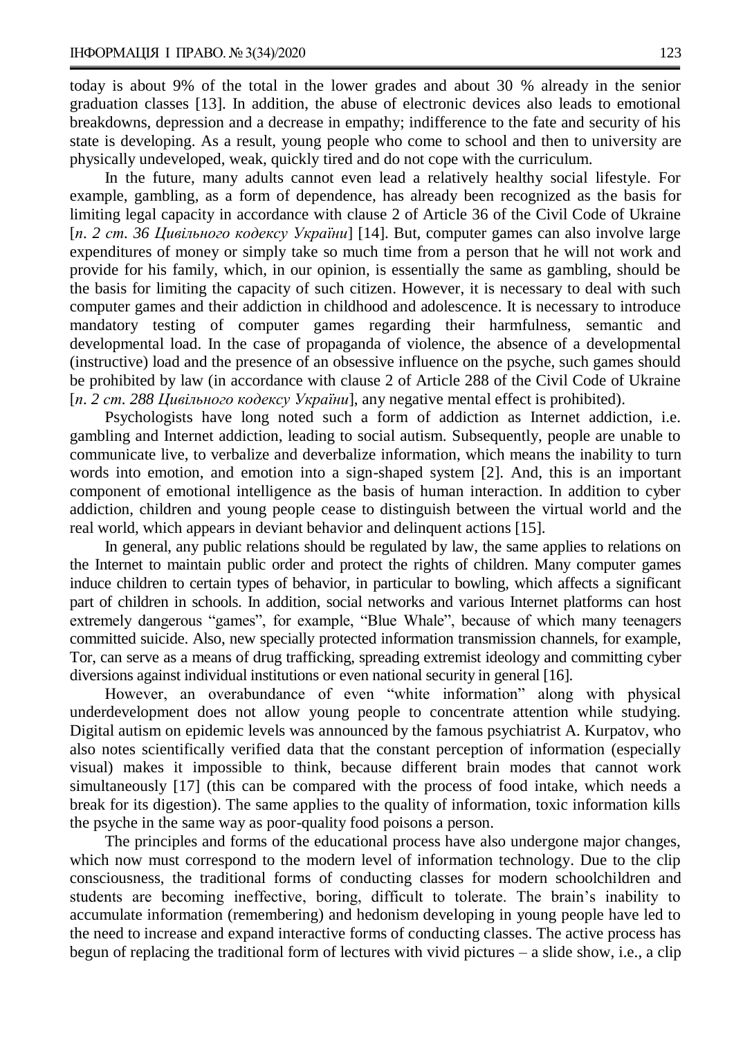today is about 9% of the total in the lower grades and about 30 % already in the senior graduation classes [13]. In addition, the abuse of electronic devices also leads to emotional breakdowns, depression and a decrease in empathy; indifference to the fate and security of his state is developing. As a result, young people who come to school and then to university are physically undeveloped, weak, quickly tired and do not cope with the curriculum.

In the future, many adults cannot even lead a relatively healthy social lifestyle. For example, gambling, as a form of dependence, has already been recognized as the basis for limiting legal capacity in accordance with clause 2 of Article 36 of the Civil Code of Ukraine [*п. 2 ст. 36 Цивільного кодексу України*] [14]. But, computer games can also involve large expenditures of money or simply take so much time from a person that he will not work and provide for his family, which, in our opinion, is essentially the same as gambling, should be the basis for limiting the capacity of such citizen. However, it is necessary to deal with such computer games and their addiction in childhood and adolescence. It is necessary to introduce mandatory testing of computer games regarding their harmfulness, semantic and developmental load. In the case of propaganda of violence, the absence of a developmental (instructive) load and the presence of an obsessive influence on the psyche, such games should be prohibited by law (in accordance with clause 2 of Article 288 of the Civil Code of Ukraine [*п. 2 ст. 288 Цивільного кодексу України*], any negative mental effect is prohibited).

Psychologists have long noted such a form of addiction as Internet addiction, i.e. gambling and Internet addiction, leading to social autism. Subsequently, people are unable to communicate live, to verbalize and deverbalize information, which means the inability to turn words into emotion, and emotion into a sign-shaped system [2]. And, this is an important component of emotional intelligence as the basis of human interaction. In addition to cyber addiction, children and young people cease to distinguish between the virtual world and the real world, which appears in deviant behavior and delinquent actions [15].

In general, any public relations should be regulated by law, the same applies to relations on the Internet to maintain public order and protect the rights of children. Many computer games induce children to certain types of behavior, in particular to bowling, which affects a significant part of children in schools. In addition, social networks and various Internet platforms can host extremely dangerous "games", for example, "Blue Whale", because of which many teenagers committed suicide. Also, new specially protected information transmission channels, for example, Tor, can serve as a means of drug trafficking, spreading extremist ideology and committing cyber diversions against individual institutions or even national security in general [16].

However, an overabundance of even "white information" along with physical underdevelopment does not allow young people to concentrate attention while studying. Digital autism on epidemic levels was announced by the famous psychiatrist A. Kurpatov, who also notes scientifically verified data that the constant perception of information (especially visual) makes it impossible to think, because different brain modes that cannot work simultaneously [17] (this can be compared with the process of food intake, which needs a break for its digestion). The same applies to the quality of information, toxic information kills the psyche in the same way as poor-quality food poisons a person.

The principles and forms of the educational process have also undergone major changes, which now must correspond to the modern level of information technology. Due to the clip consciousness, the traditional forms of conducting classes for modern schoolchildren and students are becoming ineffective, boring, difficult to tolerate. The brain's inability to accumulate information (remembering) and hedonism developing in young people have led to the need to increase and expand interactive forms of conducting classes. The active process has begun of replacing the traditional form of lectures with vivid pictures – a slide show, i.e., a clip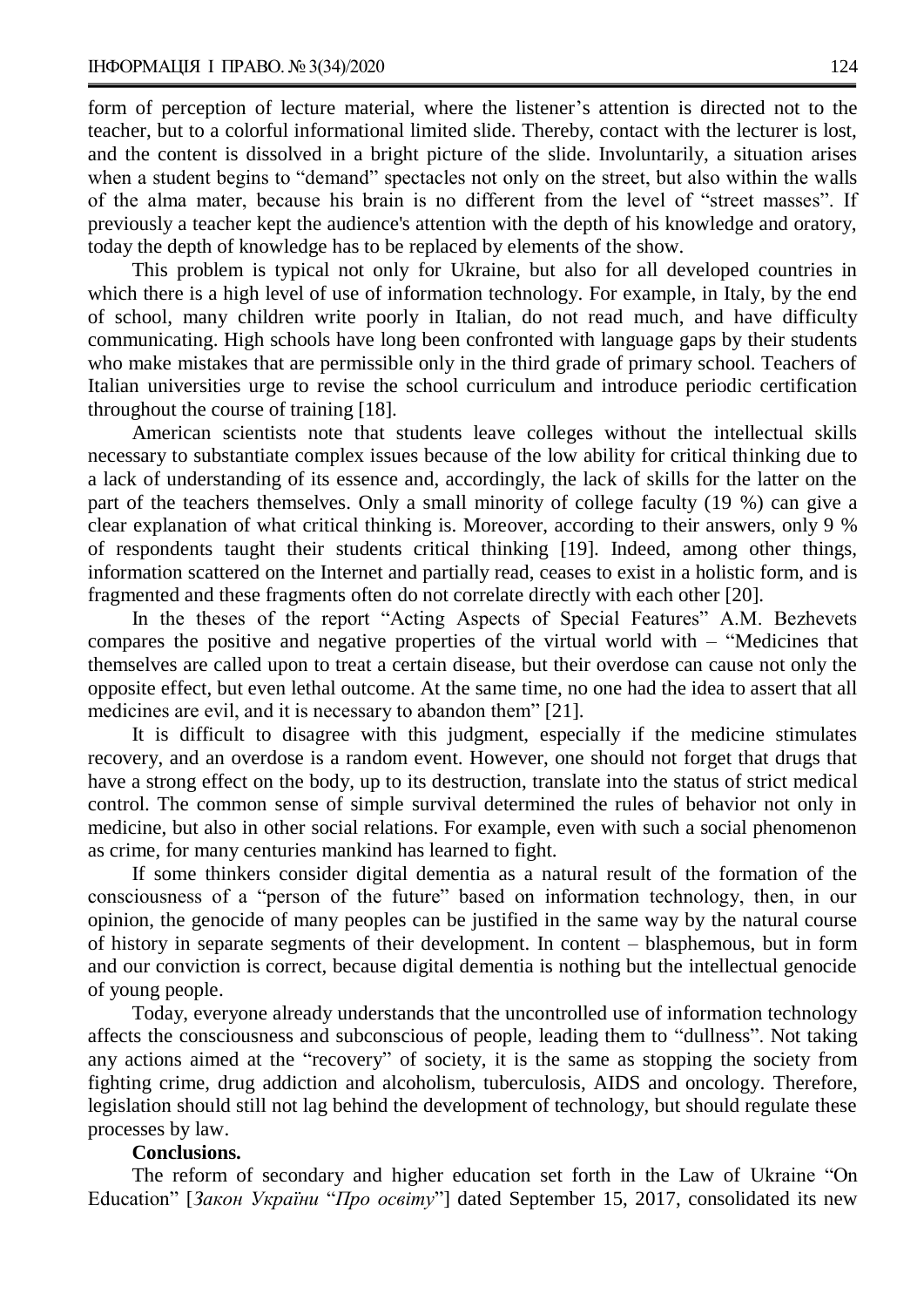form of perception of lecture material, where the listener's attention is directed not to the teacher, but to a colorful informational limited slide. Thereby, contact with the lecturer is lost, and the content is dissolved in a bright picture of the slide. Involuntarily, a situation arises when a student begins to "demand" spectacles not only on the street, but also within the walls of the alma mater, because his brain is no different from the level of "street masses". If previously a teacher kept the audience's attention with the depth of his knowledge and oratory, today the depth of knowledge has to be replaced by elements of the show.

This problem is typical not only for Ukraine, but also for all developed countries in which there is a high level of use of information technology. For example, in Italy, by the end of school, many children write poorly in Italian, do not read much, and have difficulty communicating. High schools have long been confronted with language gaps by their students who make mistakes that are permissible only in the third grade of primary school. Teachers of Italian universities urge to revise the school curriculum and introduce periodic certification throughout the course of training [18].

American scientists note that students leave colleges without the intellectual skills necessary to substantiate complex issues because of the low ability for critical thinking due to a lack of understanding of its essence and, accordingly, the lack of skills for the latter on the part of the teachers themselves. Only a small minority of college faculty (19 %) can give a clear explanation of what critical thinking is. Moreover, according to their answers, only 9 % of respondents taught their students critical thinking [19]. Indeed, among other things, information scattered on the Internet and partially read, ceases to exist in a holistic form, and is fragmented and these fragments often do not correlate directly with each other [20].

In the theses of the report "Acting Aspects of Special Features" A.M. Bezhevets compares the positive and negative properties of the virtual world with – "Medicines that themselves are called upon to treat a certain disease, but their overdose can cause not only the opposite effect, but even lethal outcome. At the same time, no one had the idea to assert that all medicines are evil, and it is necessary to abandon them" [21].

It is difficult to disagree with this judgment, especially if the medicine stimulates recovery, and an overdose is a random event. However, one should not forget that drugs that have a strong effect on the body, up to its destruction, translate into the status of strict medical control. The common sense of simple survival determined the rules of behavior not only in medicine, but also in other social relations. For example, even with such a social phenomenon as crime, for many centuries mankind has learned to fight.

If some thinkers consider digital dementia as a natural result of the formation of the consciousness of a "person of the future" based on information technology, then, in our opinion, the genocide of many peoples can be justified in the same way by the natural course of history in separate segments of their development. In content – blasphemous, but in form and our conviction is correct, because digital dementia is nothing but the intellectual genocide of young people.

Today, everyone already understands that the uncontrolled use of information technology affects the consciousness and subconscious of people, leading them to "dullness". Not taking any actions aimed at the "recovery" of society, it is the same as stopping the society from fighting crime, drug addiction and alcoholism, tuberculosis, AIDS and oncology. Therefore, legislation should still not lag behind the development of technology, but should regulate these processes by law.

**Conclusions.**

The reform of secondary and higher education set forth in the Law of Ukraine "On Education" [*Закон України* "*Про освіту*"] dated September 15, 2017, consolidated its new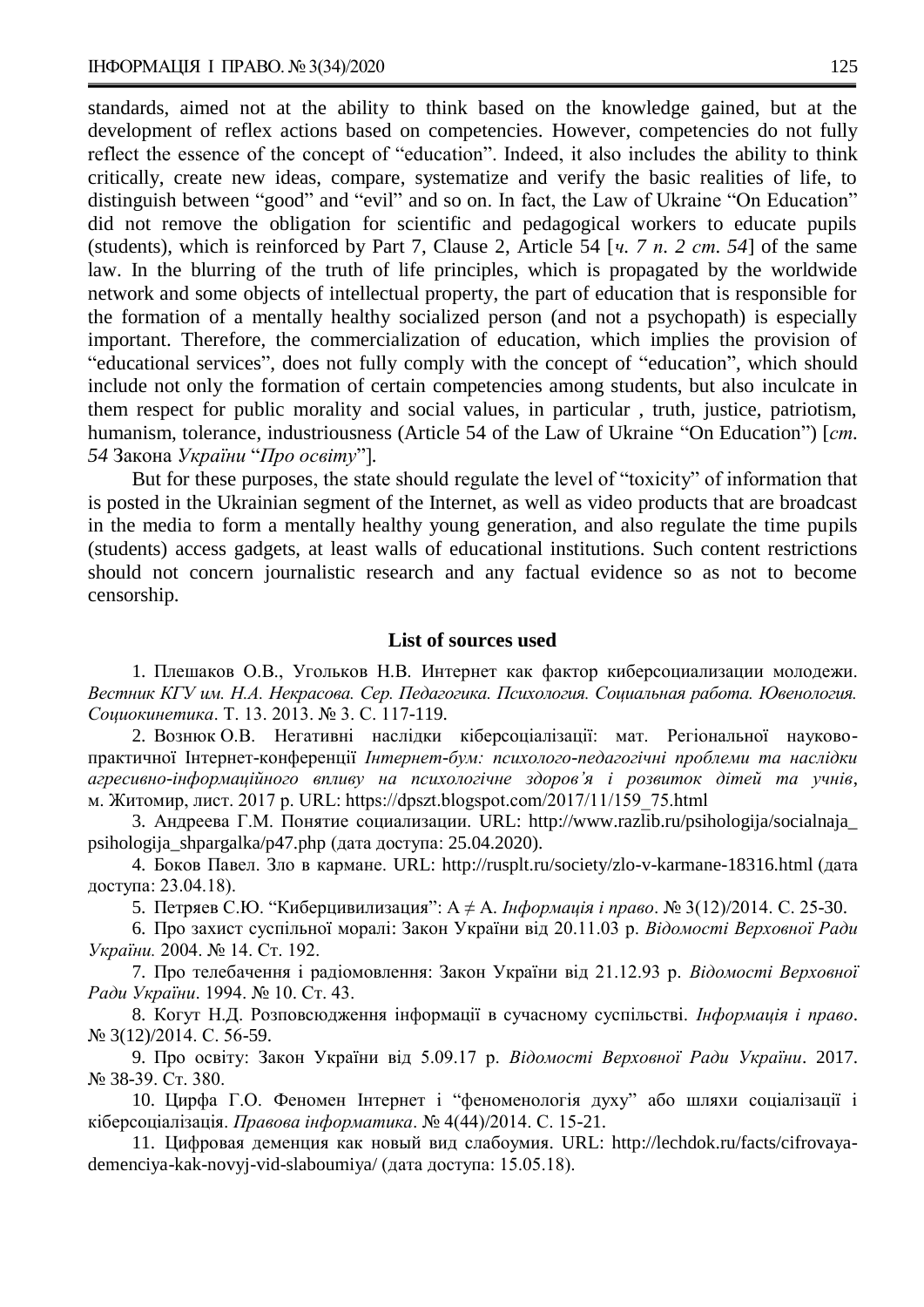standards, aimed not at the ability to think based on the knowledge gained, but at the development of reflex actions based on competencies. However, competencies do not fully reflect the essence of the concept of "education". Indeed, it also includes the ability to think critically, create new ideas, compare, systematize and verify the basic realities of life, to distinguish between "good" and "evil" and so on. In fact, the Law of Ukraine "On Education" did not remove the obligation for scientific and pedagogical workers to educate pupils (students), which is reinforced by Part 7, Clause 2, Article 54 [*ч. 7 п. 2 ст. 54*] of the same law. In the blurring of the truth of life principles, which is propagated by the worldwide network and some objects of intellectual property, the part of education that is responsible for the formation of a mentally healthy socialized person (and not a psychopath) is especially important. Therefore, the commercialization of education, which implies the provision of "educational services", does not fully comply with the concept of "education", which should include not only the formation of certain competencies among students, but also inculcate in them respect for public morality and social values, in particular , truth, justice, patriotism, humanism, tolerance, industriousness (Article 54 of the Law of Ukraine "On Education") [*ст. 54* Закона *України* "*Про освіту*"].

But for these purposes, the state should regulate the level of "toxicity" of information that is posted in the Ukrainian segment of the Internet, as well as video products that are broadcast in the media to form a mentally healthy young generation, and also regulate the time pupils (students) access gadgets, at least walls of educational institutions. Such content restrictions should not concern journalistic research and any factual evidence so as not to become censorship.

### List of sources used

1. Плешаков О.В., Угольков Н.В. Интернет как фактор киберсоциализации молодежи. *Вестник КГУ им. Н.А. Некрасова. Сер. Педагогика. Психология. Социальная работа. Ювенология. Социокинетика*. Т. 13. 2013. № 3. С. 117-119.

2. Вознюк О.В. Негативні наслідки кіберсоціалізації: мат. Регіональної науково-практичної Інтернет-конференції *Інтернет-бум: психолого-педагогічні проблеми та наслідки агресивно-інформаційного впливу на психологічне здоров'я і розвиток дітей та учнів*, м. Житомир, лист. 2017 р. URL: https://dpszt.blogspot.com/2017/11/159_75.html

3. Андреева Г.М. Понятие социализации. URL: http://www.razlib.ru/psihologija/socialnaja_psihologija_shpargalka/p47.php (дата доступа: 25.04.2020).

4. Боков Павел. Зло в кармане. URL: http://rusplt.ru/society/zlo-v-karmane-18316.html (дата доступа: 23.04.18).

5. Петряев С.Ю. "Киберцивилизация": А ≠ А. *Інформація і право*. № 3(12)/2014. С. 25-30.

6. Про захист суспільної моралі: Закон України від 20.11.03 р. *Відомості Верховної Ради України.* 2004. № 14. Ст. 192.

7. Про телебачення і радіомовлення: Закон України від 21.12.93 р. *Відомості Верховної Ради України*. 1994. № 10. Ст. 43.

8. Когут Н.Д. Розповсюдження інформації в сучасному суспільстві. *Інформація і право*. № 3(12)/2014. С. 56-59.

9. Про освіту: Закон України від 5.09.17 р. *Відомості Верховної Ради України*. 2017. № 38-39. Ст. 380.

10. Цирфа Г.О. Феномен Інтернет і "феноменологія духу" або шляхи соціалізації і кіберсоціалізація. *Правова інформатика*. № 4(44)/2014. С. 15-21.

11. Цифровая деменция как новый вид слабоумия. URL: http://lechdok.ru/facts/cifrovaya-demenciya-kak-novyj-vid-slaboumiya/ (дата доступа: 15.05.18).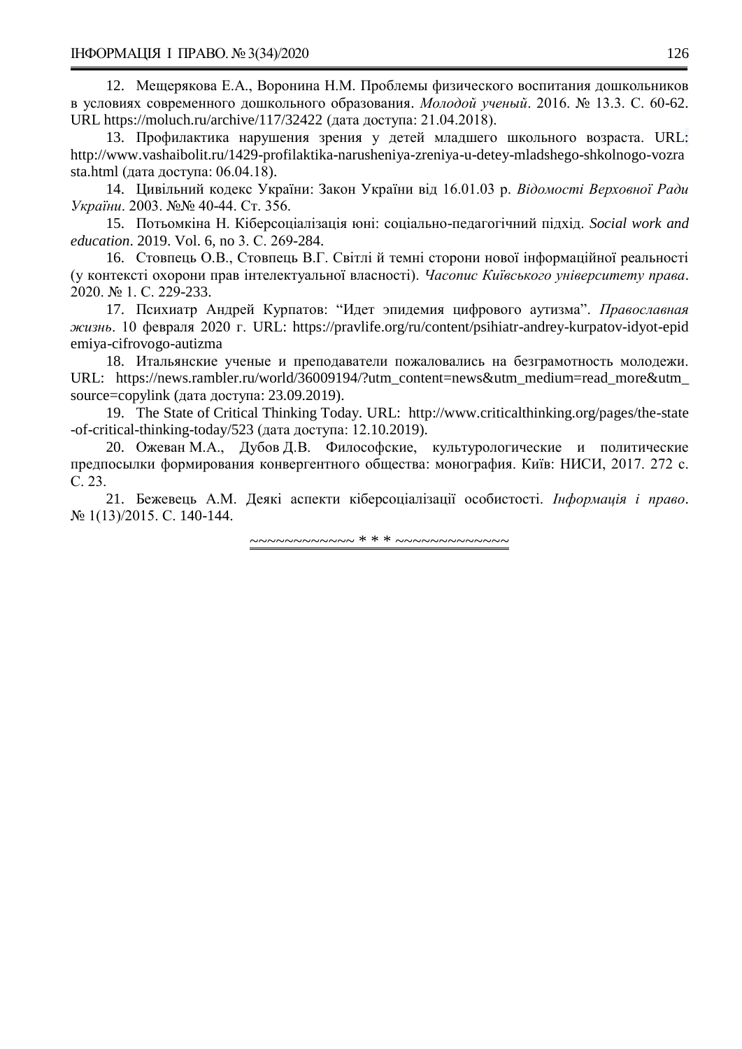12. Мещерякова Е.А., Воронина Н.М. Проблемы физического воспитания дошкольников в условиях современного дошкольного образования. *Молодой ученый*. 2016. № 13.3. С. 60-62. URL https://moluch.ru/archive/117/32422 (дата доступа: 21.04.2018).

13. Профилактика нарушения зрения у детей младшего школьного возраста. URL: http://www.vashaibolit.ru/1429-profilaktika-narusheniya-zreniya-u-detey-mladshego-shkolnogo-vozrasta.html (дата доступа: 06.04.18).

14. Цивільний кодекс України: Закон України від 16.01.03 р. *Відомості Верховної Ради України*. 2003. №№ 40-44. Ст. 356.

15. Потьомкіна Н. Кіберсоціалізація юні: соціально-педагогічний підхід. *Social work and education*. 2019. Vol. 6, no 3. С. 269-284.

16. Стовпець О.В., Стовпець В.Г. Світлі й темні сторони нової інформаційної реальності (у контексті охорони прав інтелектуальної власності). *Часопис Київського університету права*. 2020. № 1. С. 229-233.

17. Психиатр Андрей Курпатов: "Идет эпидемия цифрового аутизма". *Православная жизнь*. 10 февраля 2020 г. URL: https://pravlife.org/ru/content/psihiatr-andrey-kurpatov-idyot-epidemiya-cifrovogo-autizma

18. Итальянские ученые и преподаватели пожаловались на безграмотность молодежи. URL: https://news.rambler.ru/world/36009194/?utm_content=news&utm_medium=read_more&utm_source=copylink (дата доступа: 23.09.2019).

19. The State of Critical Thinking Today. URL: http://www.criticalthinking.org/pages/the-state-of-critical-thinking-today/523 (дата доступа: 12.10.2019).

20. Ожеван М.А., Дубов Д.В. Философские, культурологические и политические предпосылки формирования конвергентного общества: монография. Київ: НИСИ, 2017. 272 с. С. 23.

21. Бежевець А.М. Деякі аспекти кіберсоціалізації особистості. *Інформація і право*. № 1(13)/2015. С. 140-144.

~~~~~~~~~~~~~ * * * ~~~~~~~~~~~~~~